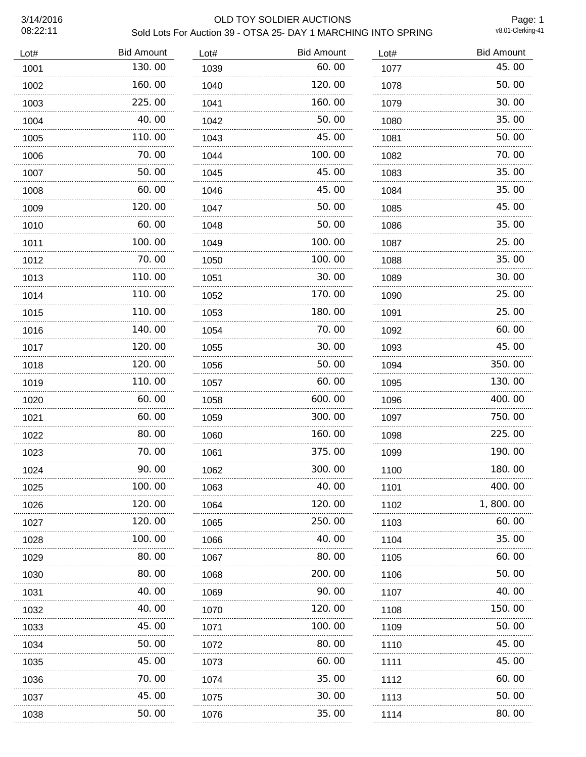# OLD TOY SOLDIER AUCTIONS

## Sold Lots For Auction 39 - OTSA 25- DAY 1 MARCHING INTO SPRING

3/14/2016
08:22:11

v8.01-Clerking-41

| Lot# | Bid Amount |
|---|---|
| 1001 | 130.00 |
| 1002 | 160.00 |
| 1003 | 225.00 |
| 1004 | 40.00 |
| 1005 | 110.00 |
| 1006 | 70.00 |
| 1007 | 50.00 |
| 1008 | 60.00 |
| 1009 | 120.00 |
| 1010 | 60.00 |
| 1011 | 100.00 |
| 1012 | 70.00 |
| 1013 | 110.00 |
| 1014 | 110.00 |
| 1015 | 110.00 |
| 1016 | 140.00 |
| 1017 | 120.00 |
| 1018 | 120.00 |
| 1019 | 110.00 |
| 1020 | 60.00 |
| 1021 | 60.00 |
| 1022 | 80.00 |
| 1023 | 70.00 |
| 1024 | 90.00 |
| 1025 | 100.00 |
| 1026 | 120.00 |
| 1027 | 120.00 |
| 1028 | 100.00 |
| 1029 | 80.00 |
| 1030 | 80.00 |
| 1031 | 40.00 |
| 1032 | 40.00 |
| 1033 | 45.00 |
| 1034 | 50.00 |
| 1035 | 45.00 |
| 1036 | 70.00 |
| 1037 | 45.00 |
| 1038 | 50.00 |
| 1039 | 60.00 |
| 1040 | 120.00 |
| 1041 | 160.00 |
| 1042 | 50.00 |
| 1043 | 45.00 |
| 1044 | 100.00 |
| 1045 | 45.00 |
| 1046 | 45.00 |
| 1047 | 50.00 |
| 1048 | 50.00 |
| 1049 | 100.00 |
| 1050 | 100.00 |
| 1051 | 30.00 |
| 1052 | 170.00 |
| 1053 | 180.00 |
| 1054 | 70.00 |
| 1055 | 30.00 |
| 1056 | 50.00 |
| 1057 | 60.00 |
| 1058 | 600.00 |
| 1059 | 300.00 |
| 1060 | 160.00 |
| 1061 | 375.00 |
| 1062 | 300.00 |
| 1063 | 40.00 |
| 1064 | 120.00 |
| 1065 | 250.00 |
| 1066 | 40.00 |
| 1067 | 80.00 |
| 1068 | 200.00 |
| 1069 | 90.00 |
| 1070 | 120.00 |
| 1071 | 100.00 |
| 1072 | 80.00 |
| 1073 | 60.00 |
| 1074 | 35.00 |
| 1075 | 30.00 |
| 1076 | 35.00 |
| 1077 | 45.00 |
| 1078 | 50.00 |
| 1079 | 30.00 |
| 1080 | 35.00 |
| 1081 | 50.00 |
| 1082 | 70.00 |
| 1083 | 35.00 |
| 1084 | 35.00 |
| 1085 | 45.00 |
| 1086 | 35.00 |
| 1087 | 25.00 |
| 1088 | 35.00 |
| 1089 | 30.00 |
| 1090 | 25.00 |
| 1091 | 25.00 |
| 1092 | 60.00 |
| 1093 | 45.00 |
| 1094 | 350.00 |
| 1095 | 130.00 |
| 1096 | 400.00 |
| 1097 | 750.00 |
| 1098 | 225.00 |
| 1099 | 190.00 |
| 1100 | 180.00 |
| 1101 | 400.00 |
| 1102 | 1,800.00 |
| 1103 | 60.00 |
| 1104 | 35.00 |
| 1105 | 60.00 |
| 1106 | 50.00 |
| 1107 | 40.00 |
| 1108 | 150.00 |
| 1109 | 50.00 |
| 1110 | 45.00 |
| 1111 | 45.00 |
| 1112 | 60.00 |
| 1113 | 50.00 |
| 1114 | 80.00 |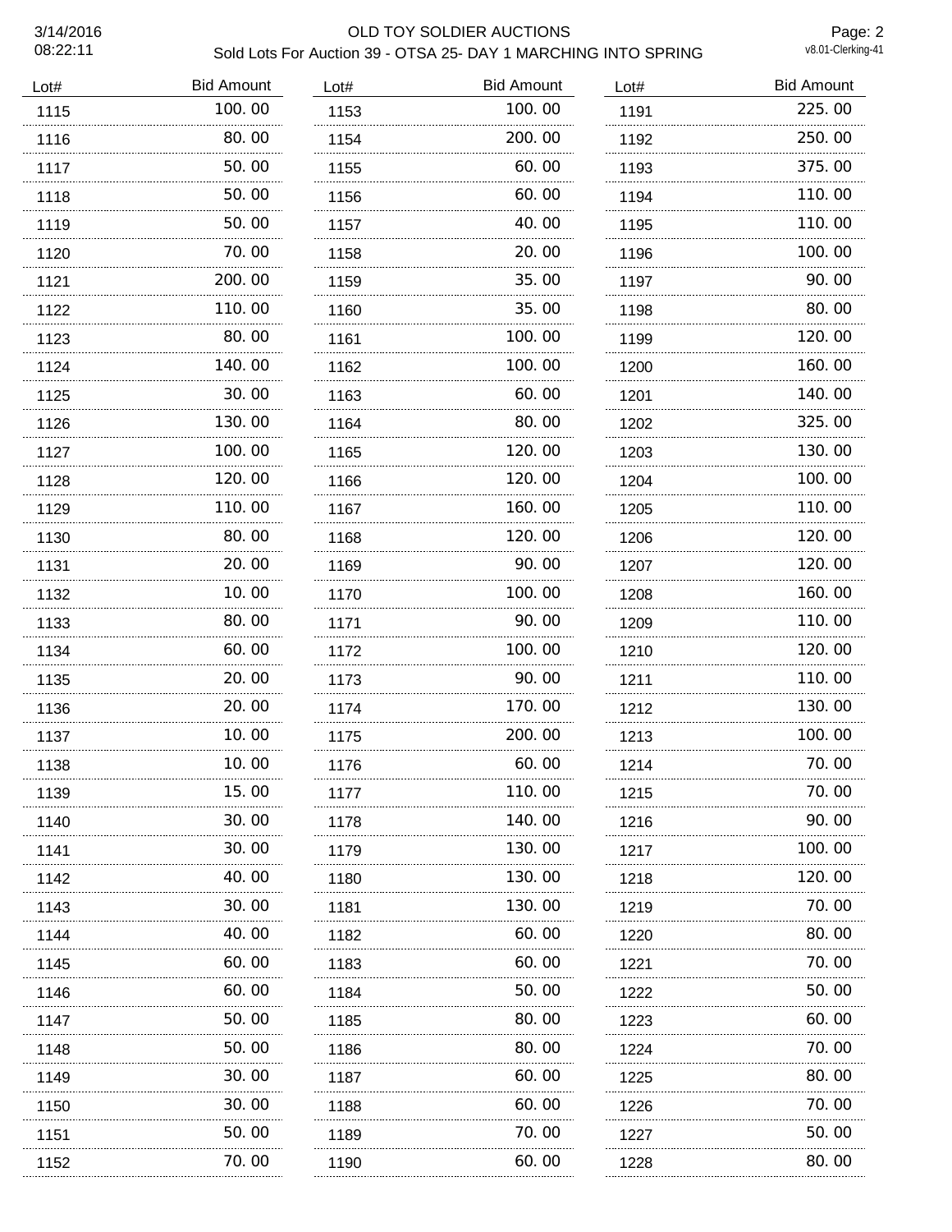3/14/2016
08:22:11

OLD TOY SOLDIER AUCTIONS

Sold Lots For Auction 39 - OTSA 25- DAY 1 MARCHING INTO SPRING

v8.01-Clerking-41

| Lot# | Bid Amount |
|---|---|
| 1115 | 100.00 |
| 1116 | 80.00 |
| 1117 | 50.00 |
| 1118 | 50.00 |
| 1119 | 50.00 |
| 1120 | 70.00 |
| 1121 | 200.00 |
| 1122 | 110.00 |
| 1123 | 80.00 |
| 1124 | 140.00 |
| 1125 | 30.00 |
| 1126 | 130.00 |
| 1127 | 100.00 |
| 1128 | 120.00 |
| 1129 | 110.00 |
| 1130 | 80.00 |
| 1131 | 20.00 |
| 1132 | 10.00 |
| 1133 | 80.00 |
| 1134 | 60.00 |
| 1135 | 20.00 |
| 1136 | 20.00 |
| 1137 | 10.00 |
| 1138 | 10.00 |
| 1139 | 15.00 |
| 1140 | 30.00 |
| 1141 | 30.00 |
| 1142 | 40.00 |
| 1143 | 30.00 |
| 1144 | 40.00 |
| 1145 | 60.00 |
| 1146 | 60.00 |
| 1147 | 50.00 |
| 1148 | 50.00 |
| 1149 | 30.00 |
| 1150 | 30.00 |
| 1151 | 50.00 |
| 1152 | 70.00 |
| 1153 | 100.00 |
| 1154 | 200.00 |
| 1155 | 60.00 |
| 1156 | 60.00 |
| 1157 | 40.00 |
| 1158 | 20.00 |
| 1159 | 35.00 |
| 1160 | 35.00 |
| 1161 | 100.00 |
| 1162 | 100.00 |
| 1163 | 60.00 |
| 1164 | 80.00 |
| 1165 | 120.00 |
| 1166 | 120.00 |
| 1167 | 160.00 |
| 1168 | 120.00 |
| 1169 | 90.00 |
| 1170 | 100.00 |
| 1171 | 90.00 |
| 1172 | 100.00 |
| 1173 | 90.00 |
| 1174 | 170.00 |
| 1175 | 200.00 |
| 1176 | 60.00 |
| 1177 | 110.00 |
| 1178 | 140.00 |
| 1179 | 130.00 |
| 1180 | 130.00 |
| 1181 | 130.00 |
| 1182 | 60.00 |
| 1183 | 60.00 |
| 1184 | 50.00 |
| 1185 | 80.00 |
| 1186 | 80.00 |
| 1187 | 60.00 |
| 1188 | 60.00 |
| 1189 | 70.00 |
| 1190 | 60.00 |
| 1191 | 225.00 |
| 1192 | 250.00 |
| 1193 | 375.00 |
| 1194 | 110.00 |
| 1195 | 110.00 |
| 1196 | 100.00 |
| 1197 | 90.00 |
| 1198 | 80.00 |
| 1199 | 120.00 |
| 1200 | 160.00 |
| 1201 | 140.00 |
| 1202 | 325.00 |
| 1203 | 130.00 |
| 1204 | 100.00 |
| 1205 | 110.00 |
| 1206 | 120.00 |
| 1207 | 120.00 |
| 1208 | 160.00 |
| 1209 | 110.00 |
| 1210 | 120.00 |
| 1211 | 110.00 |
| 1212 | 130.00 |
| 1213 | 100.00 |
| 1214 | 70.00 |
| 1215 | 70.00 |
| 1216 | 90.00 |
| 1217 | 100.00 |
| 1218 | 120.00 |
| 1219 | 70.00 |
| 1220 | 80.00 |
| 1221 | 70.00 |
| 1222 | 50.00 |
| 1223 | 60.00 |
| 1224 | 70.00 |
| 1225 | 80.00 |
| 1226 | 70.00 |
| 1227 | 50.00 |
| 1228 | 80.00 |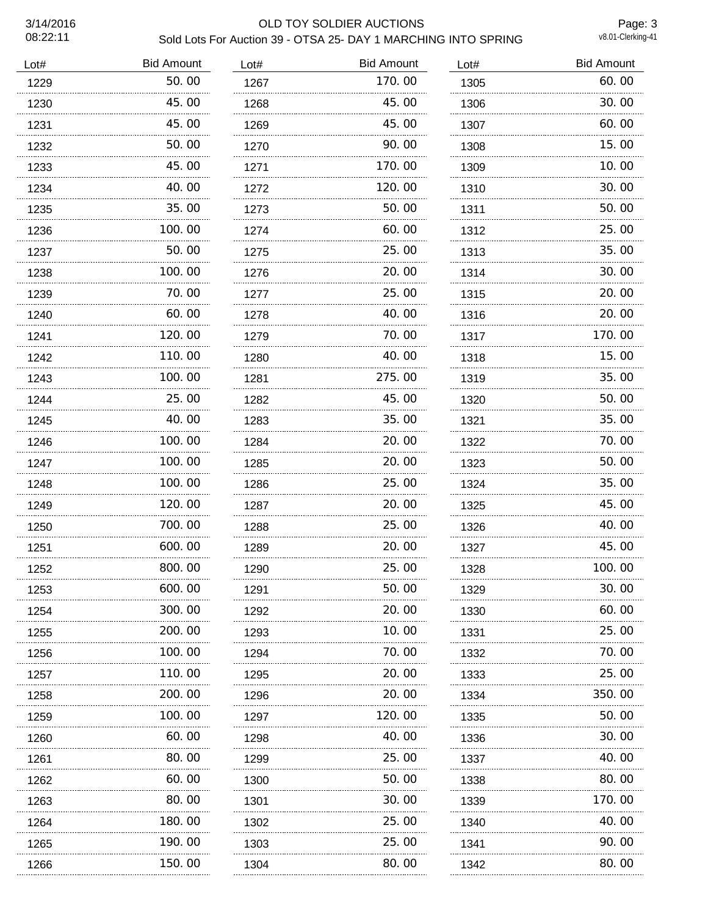# OLD TOY SOLDIER AUCTIONS

## Sold Lots For Auction 39 - OTSA 25- DAY 1 MARCHING INTO SPRING

| Lot# | Bid Amount |
|---|---|
| 1229 | 50.00 |
| 1230 | 45.00 |
| 1231 | 45.00 |
| 1232 | 50.00 |
| 1233 | 45.00 |
| 1234 | 40.00 |
| 1235 | 35.00 |
| 1236 | 100.00 |
| 1237 | 50.00 |
| 1238 | 100.00 |
| 1239 | 70.00 |
| 1240 | 60.00 |
| 1241 | 120.00 |
| 1242 | 110.00 |
| 1243 | 100.00 |
| 1244 | 25.00 |
| 1245 | 40.00 |
| 1246 | 100.00 |
| 1247 | 100.00 |
| 1248 | 100.00 |
| 1249 | 120.00 |
| 1250 | 700.00 |
| 1251 | 600.00 |
| 1252 | 800.00 |
| 1253 | 600.00 |
| 1254 | 300.00 |
| 1255 | 200.00 |
| 1256 | 100.00 |
| 1257 | 110.00 |
| 1258 | 200.00 |
| 1259 | 100.00 |
| 1260 | 60.00 |
| 1261 | 80.00 |
| 1262 | 60.00 |
| 1263 | 80.00 |
| 1264 | 180.00 |
| 1265 | 190.00 |
| 1266 | 150.00 |
| 1267 | 170.00 |
| 1268 | 45.00 |
| 1269 | 45.00 |
| 1270 | 90.00 |
| 1271 | 170.00 |
| 1272 | 120.00 |
| 1273 | 50.00 |
| 1274 | 60.00 |
| 1275 | 25.00 |
| 1276 | 20.00 |
| 1277 | 25.00 |
| 1278 | 40.00 |
| 1279 | 70.00 |
| 1280 | 40.00 |
| 1281 | 275.00 |
| 1282 | 45.00 |
| 1283 | 35.00 |
| 1284 | 20.00 |
| 1285 | 20.00 |
| 1286 | 25.00 |
| 1287 | 20.00 |
| 1288 | 25.00 |
| 1289 | 20.00 |
| 1290 | 25.00 |
| 1291 | 50.00 |
| 1292 | 20.00 |
| 1293 | 10.00 |
| 1294 | 70.00 |
| 1295 | 20.00 |
| 1296 | 20.00 |
| 1297 | 120.00 |
| 1298 | 40.00 |
| 1299 | 25.00 |
| 1300 | 50.00 |
| 1301 | 30.00 |
| 1302 | 25.00 |
| 1303 | 25.00 |
| 1304 | 80.00 |
| 1305 | 60.00 |
| 1306 | 30.00 |
| 1307 | 60.00 |
| 1308 | 15.00 |
| 1309 | 10.00 |
| 1310 | 30.00 |
| 1311 | 50.00 |
| 1312 | 25.00 |
| 1313 | 35.00 |
| 1314 | 30.00 |
| 1315 | 20.00 |
| 1316 | 20.00 |
| 1317 | 170.00 |
| 1318 | 15.00 |
| 1319 | 35.00 |
| 1320 | 50.00 |
| 1321 | 35.00 |
| 1322 | 70.00 |
| 1323 | 50.00 |
| 1324 | 35.00 |
| 1325 | 45.00 |
| 1326 | 40.00 |
| 1327 | 45.00 |
| 1328 | 100.00 |
| 1329 | 30.00 |
| 1330 | 60.00 |
| 1331 | 25.00 |
| 1332 | 70.00 |
| 1333 | 25.00 |
| 1334 | 350.00 |
| 1335 | 50.00 |
| 1336 | 30.00 |
| 1337 | 40.00 |
| 1338 | 80.00 |
| 1339 | 170.00 |
| 1340 | 40.00 |
| 1341 | 90.00 |
| 1342 | 80.00 |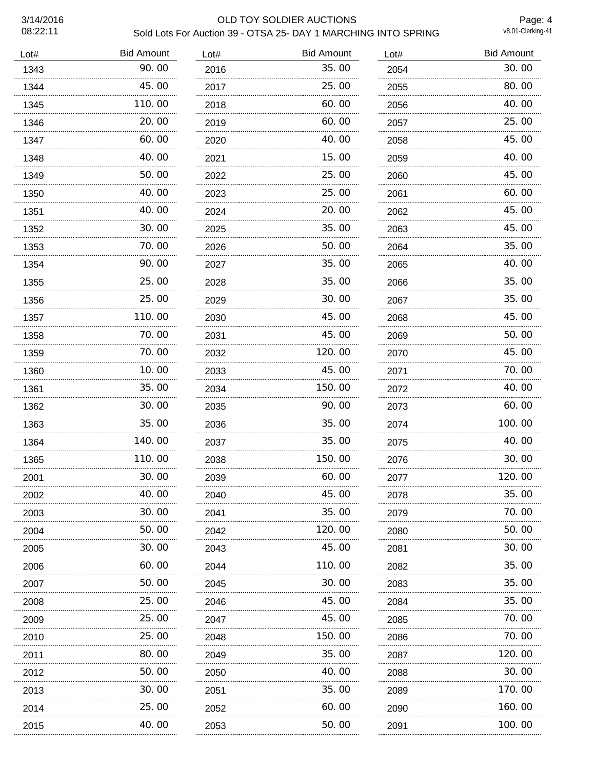# OLD TOY SOLDIER AUCTIONS

## Sold Lots For Auction 39 - OTSA 25- DAY 1 MARCHING INTO SPRING

3/14/2016
08:22:11

Page: 4
v8.01-Clerking-41

| Lot# | Bid Amount |
|---|---|
| 1343 | 90.00 |
| 1344 | 45.00 |
| 1345 | 110.00 |
| 1346 | 20.00 |
| 1347 | 60.00 |
| 1348 | 40.00 |
| 1349 | 50.00 |
| 1350 | 40.00 |
| 1351 | 40.00 |
| 1352 | 30.00 |
| 1353 | 70.00 |
| 1354 | 90.00 |
| 1355 | 25.00 |
| 1356 | 25.00 |
| 1357 | 110.00 |
| 1358 | 70.00 |
| 1359 | 70.00 |
| 1360 | 10.00 |
| 1361 | 35.00 |
| 1362 | 30.00 |
| 1363 | 35.00 |
| 1364 | 140.00 |
| 1365 | 110.00 |
| 2001 | 30.00 |
| 2002 | 40.00 |
| 2003 | 30.00 |
| 2004 | 50.00 |
| 2005 | 30.00 |
| 2006 | 60.00 |
| 2007 | 50.00 |
| 2008 | 25.00 |
| 2009 | 25.00 |
| 2010 | 25.00 |
| 2011 | 80.00 |
| 2012 | 50.00 |
| 2013 | 30.00 |
| 2014 | 25.00 |
| 2015 | 40.00 |
| 2016 | 35.00 |
| 2017 | 25.00 |
| 2018 | 60.00 |
| 2019 | 60.00 |
| 2020 | 40.00 |
| 2021 | 15.00 |
| 2022 | 25.00 |
| 2023 | 25.00 |
| 2024 | 20.00 |
| 2025 | 35.00 |
| 2026 | 50.00 |
| 2027 | 35.00 |
| 2028 | 35.00 |
| 2029 | 30.00 |
| 2030 | 45.00 |
| 2031 | 45.00 |
| 2032 | 120.00 |
| 2033 | 45.00 |
| 2034 | 150.00 |
| 2035 | 90.00 |
| 2036 | 35.00 |
| 2037 | 35.00 |
| 2038 | 150.00 |
| 2039 | 60.00 |
| 2040 | 45.00 |
| 2041 | 35.00 |
| 2042 | 120.00 |
| 2043 | 45.00 |
| 2044 | 110.00 |
| 2045 | 30.00 |
| 2046 | 45.00 |
| 2047 | 45.00 |
| 2048 | 150.00 |
| 2049 | 35.00 |
| 2050 | 40.00 |
| 2051 | 35.00 |
| 2052 | 60.00 |
| 2053 | 50.00 |
| 2054 | 30.00 |
| 2055 | 80.00 |
| 2056 | 40.00 |
| 2057 | 25.00 |
| 2058 | 45.00 |
| 2059 | 40.00 |
| 2060 | 45.00 |
| 2061 | 60.00 |
| 2062 | 45.00 |
| 2063 | 45.00 |
| 2064 | 35.00 |
| 2065 | 40.00 |
| 2066 | 35.00 |
| 2067 | 35.00 |
| 2068 | 45.00 |
| 2069 | 50.00 |
| 2070 | 45.00 |
| 2071 | 70.00 |
| 2072 | 40.00 |
| 2073 | 60.00 |
| 2074 | 100.00 |
| 2075 | 40.00 |
| 2076 | 30.00 |
| 2077 | 120.00 |
| 2078 | 35.00 |
| 2079 | 70.00 |
| 2080 | 50.00 |
| 2081 | 30.00 |
| 2082 | 35.00 |
| 2083 | 35.00 |
| 2084 | 35.00 |
| 2085 | 70.00 |
| 2086 | 70.00 |
| 2087 | 120.00 |
| 2088 | 30.00 |
| 2089 | 170.00 |
| 2090 | 160.00 |
| 2091 | 100.00 |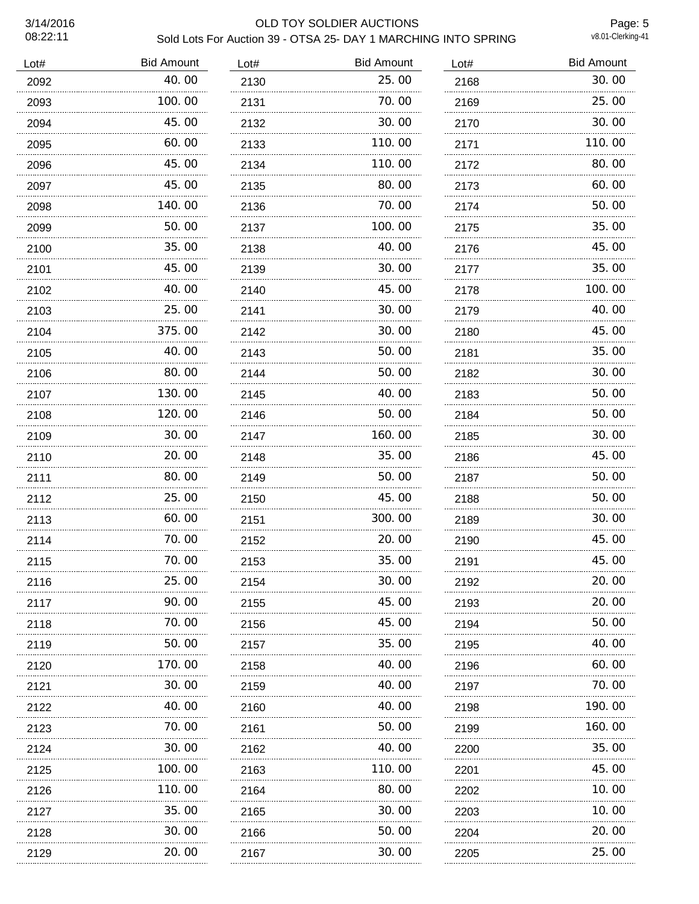# OLD TOY SOLDIER AUCTIONS

Sold Lots For Auction 39 - OTSA 25- DAY 1 MARCHING INTO SPRING

3/14/2016 08:22:11

v8.01-Clerking-41

| Lot# | Bid Amount |
|---|---|
| 2092 | 40.00 |
| 2093 | 100.00 |
| 2094 | 45.00 |
| 2095 | 60.00 |
| 2096 | 45.00 |
| 2097 | 45.00 |
| 2098 | 140.00 |
| 2099 | 50.00 |
| 2100 | 35.00 |
| 2101 | 45.00 |
| 2102 | 40.00 |
| 2103 | 25.00 |
| 2104 | 375.00 |
| 2105 | 40.00 |
| 2106 | 80.00 |
| 2107 | 130.00 |
| 2108 | 120.00 |
| 2109 | 30.00 |
| 2110 | 20.00 |
| 2111 | 80.00 |
| 2112 | 25.00 |
| 2113 | 60.00 |
| 2114 | 70.00 |
| 2115 | 70.00 |
| 2116 | 25.00 |
| 2117 | 90.00 |
| 2118 | 70.00 |
| 2119 | 50.00 |
| 2120 | 170.00 |
| 2121 | 30.00 |
| 2122 | 40.00 |
| 2123 | 70.00 |
| 2124 | 30.00 |
| 2125 | 100.00 |
| 2126 | 110.00 |
| 2127 | 35.00 |
| 2128 | 30.00 |
| 2129 | 20.00 |
| 2130 | 25.00 |
| 2131 | 70.00 |
| 2132 | 30.00 |
| 2133 | 110.00 |
| 2134 | 110.00 |
| 2135 | 80.00 |
| 2136 | 70.00 |
| 2137 | 100.00 |
| 2138 | 40.00 |
| 2139 | 30.00 |
| 2140 | 45.00 |
| 2141 | 30.00 |
| 2142 | 30.00 |
| 2143 | 50.00 |
| 2144 | 50.00 |
| 2145 | 40.00 |
| 2146 | 50.00 |
| 2147 | 160.00 |
| 2148 | 35.00 |
| 2149 | 50.00 |
| 2150 | 45.00 |
| 2151 | 300.00 |
| 2152 | 20.00 |
| 2153 | 35.00 |
| 2154 | 30.00 |
| 2155 | 45.00 |
| 2156 | 45.00 |
| 2157 | 35.00 |
| 2158 | 40.00 |
| 2159 | 40.00 |
| 2160 | 40.00 |
| 2161 | 50.00 |
| 2162 | 40.00 |
| 2163 | 110.00 |
| 2164 | 80.00 |
| 2165 | 30.00 |
| 2166 | 50.00 |
| 2167 | 30.00 |
| 2168 | 30.00 |
| 2169 | 25.00 |
| 2170 | 30.00 |
| 2171 | 110.00 |
| 2172 | 80.00 |
| 2173 | 60.00 |
| 2174 | 50.00 |
| 2175 | 35.00 |
| 2176 | 45.00 |
| 2177 | 35.00 |
| 2178 | 100.00 |
| 2179 | 40.00 |
| 2180 | 45.00 |
| 2181 | 35.00 |
| 2182 | 30.00 |
| 2183 | 50.00 |
| 2184 | 50.00 |
| 2185 | 30.00 |
| 2186 | 45.00 |
| 2187 | 50.00 |
| 2188 | 50.00 |
| 2189 | 30.00 |
| 2190 | 45.00 |
| 2191 | 45.00 |
| 2192 | 20.00 |
| 2193 | 20.00 |
| 2194 | 50.00 |
| 2195 | 40.00 |
| 2196 | 60.00 |
| 2197 | 70.00 |
| 2198 | 190.00 |
| 2199 | 160.00 |
| 2200 | 35.00 |
| 2201 | 45.00 |
| 2202 | 10.00 |
| 2203 | 10.00 |
| 2204 | 20.00 |
| 2205 | 25.00 |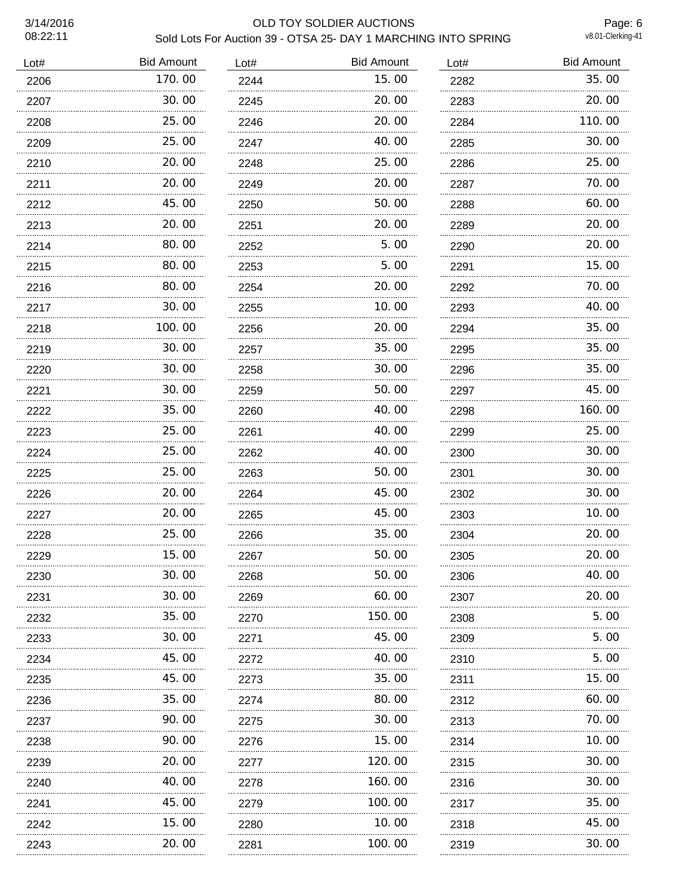# OLD TOY SOLDIER AUCTIONS

## Sold Lots For Auction 39 - OTSA 25- DAY 1 MARCHING INTO SPRING

3/14/2016 08:22:11

v8.01-Clerking-41

| Lot# | Bid Amount |
|---|---|
| 2206 | 170.00 |
| 2207 | 30.00 |
| 2208 | 25.00 |
| 2209 | 25.00 |
| 2210 | 20.00 |
| 2211 | 20.00 |
| 2212 | 45.00 |
| 2213 | 20.00 |
| 2214 | 80.00 |
| 2215 | 80.00 |
| 2216 | 80.00 |
| 2217 | 30.00 |
| 2218 | 100.00 |
| 2219 | 30.00 |
| 2220 | 30.00 |
| 2221 | 30.00 |
| 2222 | 35.00 |
| 2223 | 25.00 |
| 2224 | 25.00 |
| 2225 | 25.00 |
| 2226 | 20.00 |
| 2227 | 20.00 |
| 2228 | 25.00 |
| 2229 | 15.00 |
| 2230 | 30.00 |
| 2231 | 30.00 |
| 2232 | 35.00 |
| 2233 | 30.00 |
| 2234 | 45.00 |
| 2235 | 45.00 |
| 2236 | 35.00 |
| 2237 | 90.00 |
| 2238 | 90.00 |
| 2239 | 20.00 |
| 2240 | 40.00 |
| 2241 | 45.00 |
| 2242 | 15.00 |
| 2243 | 20.00 |
| 2244 | 15.00 |
| 2245 | 20.00 |
| 2246 | 20.00 |
| 2247 | 40.00 |
| 2248 | 25.00 |
| 2249 | 20.00 |
| 2250 | 50.00 |
| 2251 | 20.00 |
| 2252 | 5.00 |
| 2253 | 5.00 |
| 2254 | 20.00 |
| 2255 | 10.00 |
| 2256 | 20.00 |
| 2257 | 35.00 |
| 2258 | 30.00 |
| 2259 | 50.00 |
| 2260 | 40.00 |
| 2261 | 40.00 |
| 2262 | 40.00 |
| 2263 | 50.00 |
| 2264 | 45.00 |
| 2265 | 45.00 |
| 2266 | 35.00 |
| 2267 | 50.00 |
| 2268 | 50.00 |
| 2269 | 60.00 |
| 2270 | 150.00 |
| 2271 | 45.00 |
| 2272 | 40.00 |
| 2273 | 35.00 |
| 2274 | 80.00 |
| 2275 | 30.00 |
| 2276 | 15.00 |
| 2277 | 120.00 |
| 2278 | 160.00 |
| 2279 | 100.00 |
| 2280 | 10.00 |
| 2281 | 100.00 |
| 2282 | 35.00 |
| 2283 | 20.00 |
| 2284 | 110.00 |
| 2285 | 30.00 |
| 2286 | 25.00 |
| 2287 | 70.00 |
| 2288 | 60.00 |
| 2289 | 20.00 |
| 2290 | 20.00 |
| 2291 | 15.00 |
| 2292 | 70.00 |
| 2293 | 40.00 |
| 2294 | 35.00 |
| 2295 | 35.00 |
| 2296 | 35.00 |
| 2297 | 45.00 |
| 2298 | 160.00 |
| 2299 | 25.00 |
| 2300 | 30.00 |
| 2301 | 30.00 |
| 2302 | 30.00 |
| 2303 | 10.00 |
| 2304 | 20.00 |
| 2305 | 20.00 |
| 2306 | 40.00 |
| 2307 | 20.00 |
| 2308 | 5.00 |
| 2309 | 5.00 |
| 2310 | 5.00 |
| 2311 | 15.00 |
| 2312 | 60.00 |
| 2313 | 70.00 |
| 2314 | 10.00 |
| 2315 | 30.00 |
| 2316 | 30.00 |
| 2317 | 35.00 |
| 2318 | 45.00 |
| 2319 | 30.00 |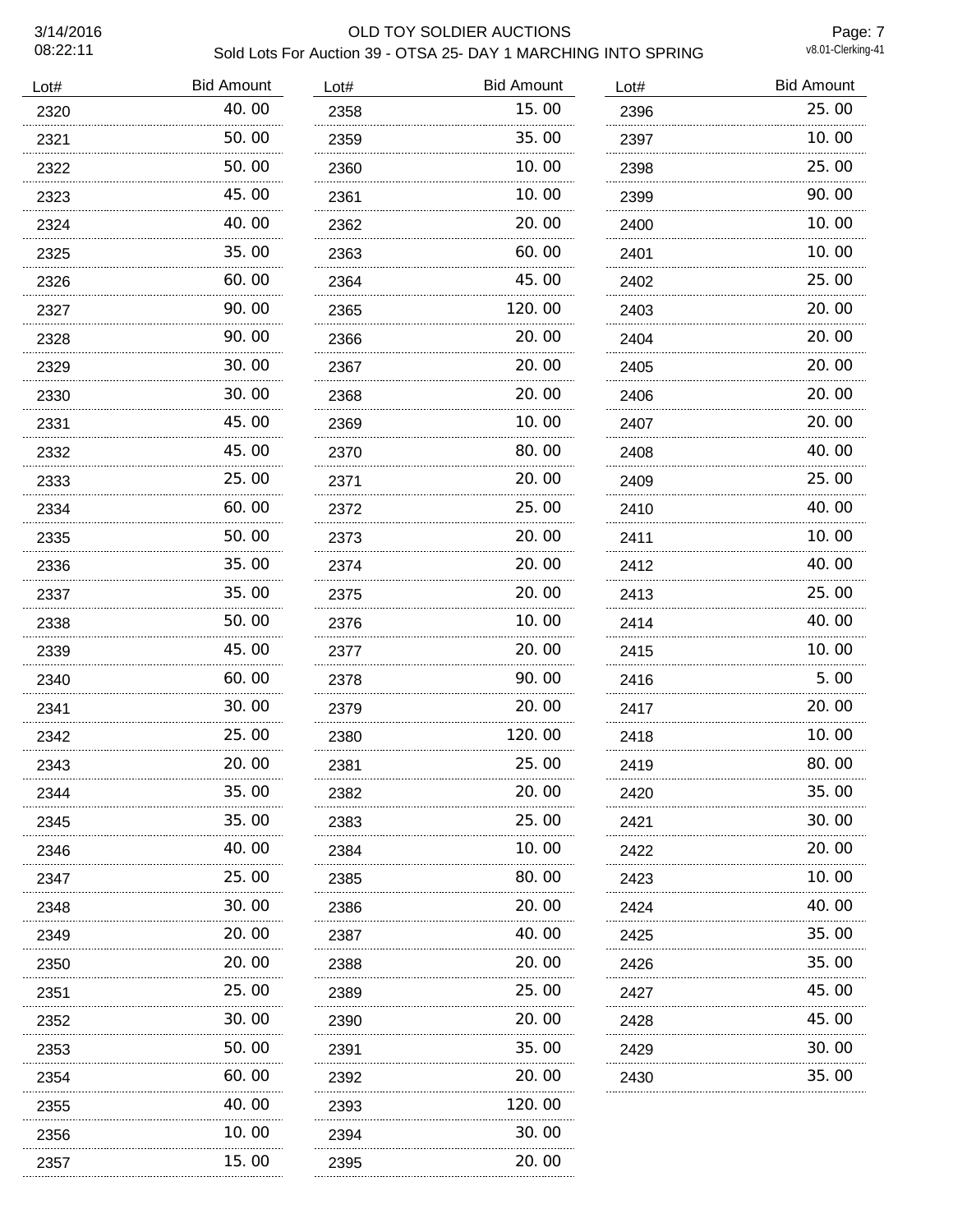OLD TOY SOLDIER AUCTIONS

Sold Lots For Auction 39 - OTSA 25- DAY 1 MARCHING INTO SPRING

3/14/2016
08:22:11

v8.01-Clerking-41

| Lot# | Bid Amount |
|---|---|
| 2320 | 40.00 |
| 2321 | 50.00 |
| 2322 | 50.00 |
| 2323 | 45.00 |
| 2324 | 40.00 |
| 2325 | 35.00 |
| 2326 | 60.00 |
| 2327 | 90.00 |
| 2328 | 90.00 |
| 2329 | 30.00 |
| 2330 | 30.00 |
| 2331 | 45.00 |
| 2332 | 45.00 |
| 2333 | 25.00 |
| 2334 | 60.00 |
| 2335 | 50.00 |
| 2336 | 35.00 |
| 2337 | 35.00 |
| 2338 | 50.00 |
| 2339 | 45.00 |
| 2340 | 60.00 |
| 2341 | 30.00 |
| 2342 | 25.00 |
| 2343 | 20.00 |
| 2344 | 35.00 |
| 2345 | 35.00 |
| 2346 | 40.00 |
| 2347 | 25.00 |
| 2348 | 30.00 |
| 2349 | 20.00 |
| 2350 | 20.00 |
| 2351 | 25.00 |
| 2352 | 30.00 |
| 2353 | 50.00 |
| 2354 | 60.00 |
| 2355 | 40.00 |
| 2356 | 10.00 |
| 2357 | 15.00 |
| 2358 | 15.00 |
| 2359 | 35.00 |
| 2360 | 10.00 |
| 2361 | 10.00 |
| 2362 | 20.00 |
| 2363 | 60.00 |
| 2364 | 45.00 |
| 2365 | 120.00 |
| 2366 | 20.00 |
| 2367 | 20.00 |
| 2368 | 20.00 |
| 2369 | 10.00 |
| 2370 | 80.00 |
| 2371 | 20.00 |
| 2372 | 25.00 |
| 2373 | 20.00 |
| 2374 | 20.00 |
| 2375 | 20.00 |
| 2376 | 10.00 |
| 2377 | 20.00 |
| 2378 | 90.00 |
| 2379 | 20.00 |
| 2380 | 120.00 |
| 2381 | 25.00 |
| 2382 | 20.00 |
| 2383 | 25.00 |
| 2384 | 10.00 |
| 2385 | 80.00 |
| 2386 | 20.00 |
| 2387 | 40.00 |
| 2388 | 20.00 |
| 2389 | 25.00 |
| 2390 | 20.00 |
| 2391 | 35.00 |
| 2392 | 20.00 |
| 2393 | 120.00 |
| 2394 | 30.00 |
| 2395 | 20.00 |
| 2396 | 25.00 |
| 2397 | 10.00 |
| 2398 | 25.00 |
| 2399 | 90.00 |
| 2400 | 10.00 |
| 2401 | 10.00 |
| 2402 | 25.00 |
| 2403 | 20.00 |
| 2404 | 20.00 |
| 2405 | 20.00 |
| 2406 | 20.00 |
| 2407 | 20.00 |
| 2408 | 40.00 |
| 2409 | 25.00 |
| 2410 | 40.00 |
| 2411 | 10.00 |
| 2412 | 40.00 |
| 2413 | 25.00 |
| 2414 | 40.00 |
| 2415 | 10.00 |
| 2416 | 5.00 |
| 2417 | 20.00 |
| 2418 | 10.00 |
| 2419 | 80.00 |
| 2420 | 35.00 |
| 2421 | 30.00 |
| 2422 | 20.00 |
| 2423 | 10.00 |
| 2424 | 40.00 |
| 2425 | 35.00 |
| 2426 | 35.00 |
| 2427 | 45.00 |
| 2428 | 45.00 |
| 2429 | 30.00 |
| 2430 | 35.00 |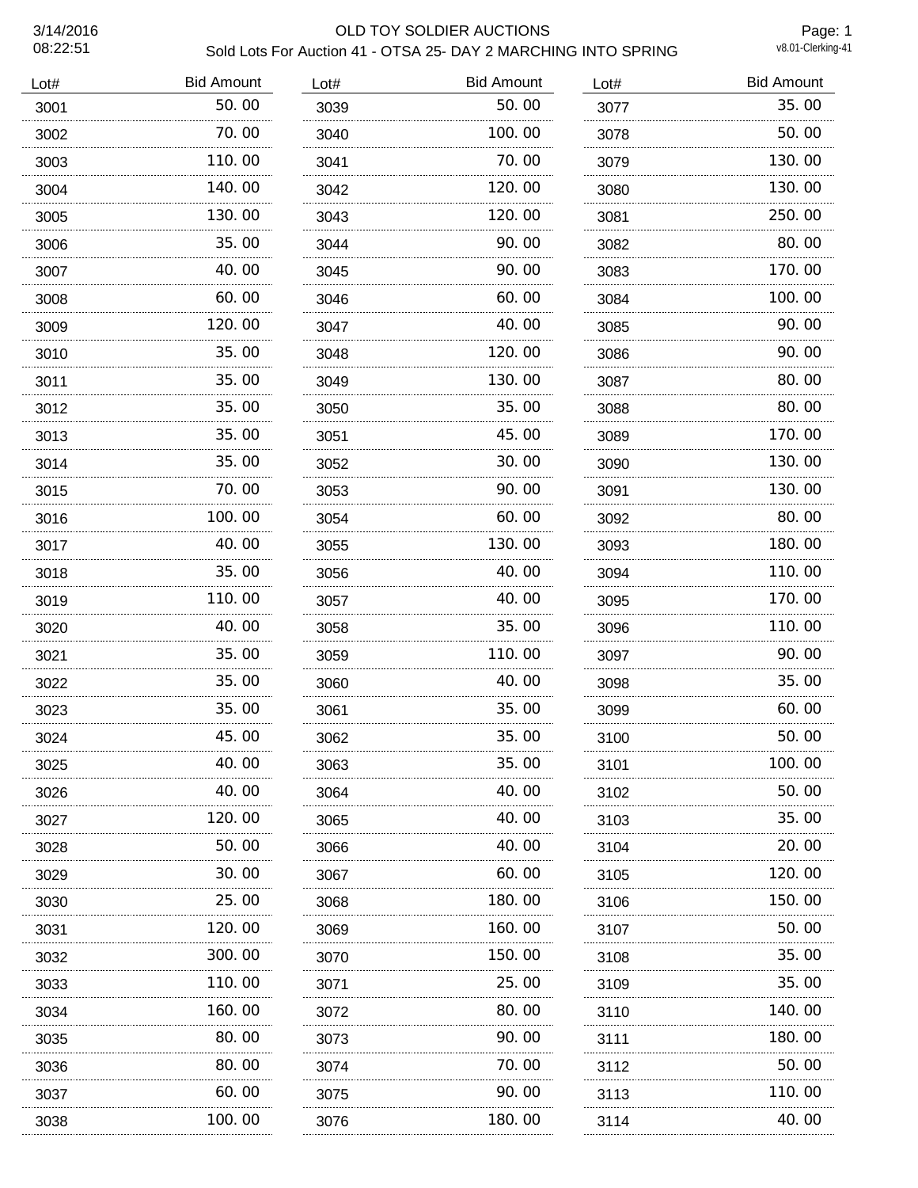# OLD TOY SOLDIER AUCTIONS

## Sold Lots For Auction 41 - OTSA 25- DAY 2 MARCHING INTO SPRING

3/14/2016 08:22:51

v8.01-Clerking-41

| Lot# | Bid Amount |
|---|---|
| 3001 | 50.00 |
| 3002 | 70.00 |
| 3003 | 110.00 |
| 3004 | 140.00 |
| 3005 | 130.00 |
| 3006 | 35.00 |
| 3007 | 40.00 |
| 3008 | 60.00 |
| 3009 | 120.00 |
| 3010 | 35.00 |
| 3011 | 35.00 |
| 3012 | 35.00 |
| 3013 | 35.00 |
| 3014 | 35.00 |
| 3015 | 70.00 |
| 3016 | 100.00 |
| 3017 | 40.00 |
| 3018 | 35.00 |
| 3019 | 110.00 |
| 3020 | 40.00 |
| 3021 | 35.00 |
| 3022 | 35.00 |
| 3023 | 35.00 |
| 3024 | 45.00 |
| 3025 | 40.00 |
| 3026 | 40.00 |
| 3027 | 120.00 |
| 3028 | 50.00 |
| 3029 | 30.00 |
| 3030 | 25.00 |
| 3031 | 120.00 |
| 3032 | 300.00 |
| 3033 | 110.00 |
| 3034 | 160.00 |
| 3035 | 80.00 |
| 3036 | 80.00 |
| 3037 | 60.00 |
| 3038 | 100.00 |
| 3039 | 50.00 |
| 3040 | 100.00 |
| 3041 | 70.00 |
| 3042 | 120.00 |
| 3043 | 120.00 |
| 3044 | 90.00 |
| 3045 | 90.00 |
| 3046 | 60.00 |
| 3047 | 40.00 |
| 3048 | 120.00 |
| 3049 | 130.00 |
| 3050 | 35.00 |
| 3051 | 45.00 |
| 3052 | 30.00 |
| 3053 | 90.00 |
| 3054 | 60.00 |
| 3055 | 130.00 |
| 3056 | 40.00 |
| 3057 | 40.00 |
| 3058 | 35.00 |
| 3059 | 110.00 |
| 3060 | 40.00 |
| 3061 | 35.00 |
| 3062 | 35.00 |
| 3063 | 35.00 |
| 3064 | 40.00 |
| 3065 | 40.00 |
| 3066 | 40.00 |
| 3067 | 60.00 |
| 3068 | 180.00 |
| 3069 | 160.00 |
| 3070 | 150.00 |
| 3071 | 25.00 |
| 3072 | 80.00 |
| 3073 | 90.00 |
| 3074 | 70.00 |
| 3075 | 90.00 |
| 3076 | 180.00 |
| 3077 | 35.00 |
| 3078 | 50.00 |
| 3079 | 130.00 |
| 3080 | 130.00 |
| 3081 | 250.00 |
| 3082 | 80.00 |
| 3083 | 170.00 |
| 3084 | 100.00 |
| 3085 | 90.00 |
| 3086 | 90.00 |
| 3087 | 80.00 |
| 3088 | 80.00 |
| 3089 | 170.00 |
| 3090 | 130.00 |
| 3091 | 130.00 |
| 3092 | 80.00 |
| 3093 | 180.00 |
| 3094 | 110.00 |
| 3095 | 170.00 |
| 3096 | 110.00 |
| 3097 | 90.00 |
| 3098 | 35.00 |
| 3099 | 60.00 |
| 3100 | 50.00 |
| 3101 | 100.00 |
| 3102 | 50.00 |
| 3103 | 35.00 |
| 3104 | 20.00 |
| 3105 | 120.00 |
| 3106 | 150.00 |
| 3107 | 50.00 |
| 3108 | 35.00 |
| 3109 | 35.00 |
| 3110 | 140.00 |
| 3111 | 180.00 |
| 3112 | 50.00 |
| 3113 | 110.00 |
| 3114 | 40.00 |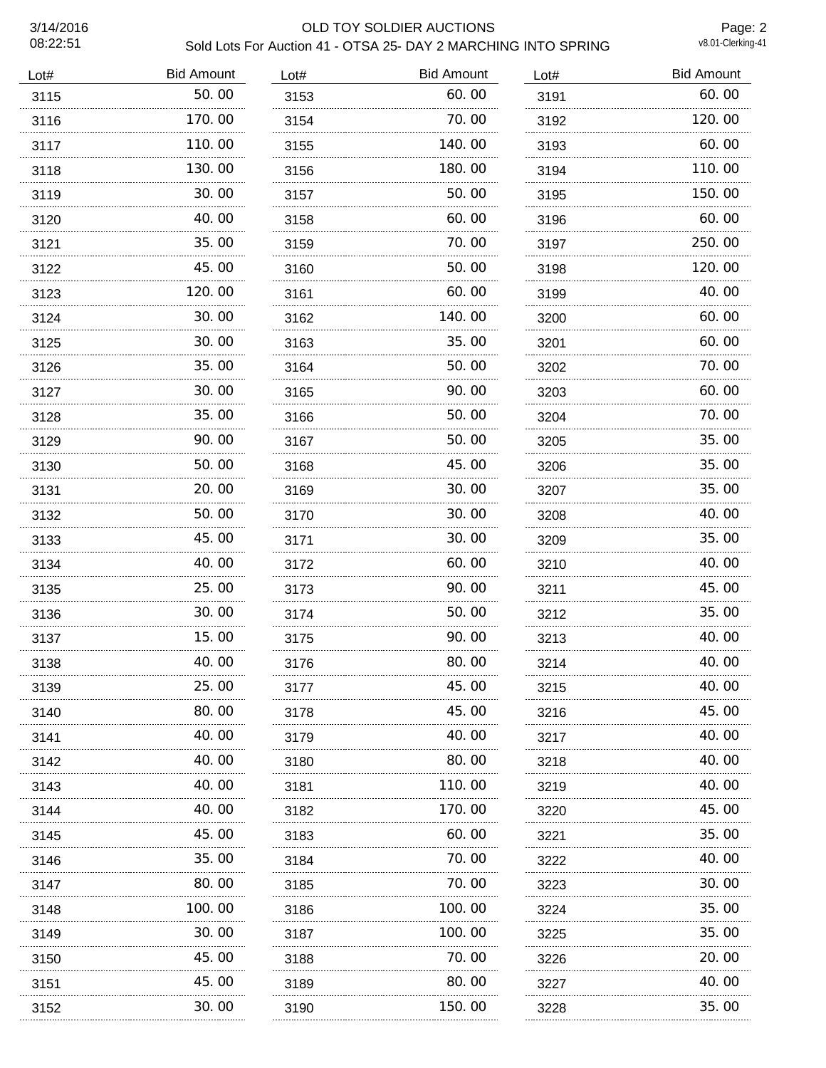# OLD TOY SOLDIER AUCTIONS

## Sold Lots For Auction 41 - OTSA 25- DAY 2 MARCHING INTO SPRING

| Lot# | Bid Amount |
|---|---|
| 3115 | 50.00 |
| 3116 | 170.00 |
| 3117 | 110.00 |
| 3118 | 130.00 |
| 3119 | 30.00 |
| 3120 | 40.00 |
| 3121 | 35.00 |
| 3122 | 45.00 |
| 3123 | 120.00 |
| 3124 | 30.00 |
| 3125 | 30.00 |
| 3126 | 35.00 |
| 3127 | 30.00 |
| 3128 | 35.00 |
| 3129 | 90.00 |
| 3130 | 50.00 |
| 3131 | 20.00 |
| 3132 | 50.00 |
| 3133 | 45.00 |
| 3134 | 40.00 |
| 3135 | 25.00 |
| 3136 | 30.00 |
| 3137 | 15.00 |
| 3138 | 40.00 |
| 3139 | 25.00 |
| 3140 | 80.00 |
| 3141 | 40.00 |
| 3142 | 40.00 |
| 3143 | 40.00 |
| 3144 | 40.00 |
| 3145 | 45.00 |
| 3146 | 35.00 |
| 3147 | 80.00 |
| 3148 | 100.00 |
| 3149 | 30.00 |
| 3150 | 45.00 |
| 3151 | 45.00 |
| 3152 | 30.00 |
| 3153 | 60.00 |
| 3154 | 70.00 |
| 3155 | 140.00 |
| 3156 | 180.00 |
| 3157 | 50.00 |
| 3158 | 60.00 |
| 3159 | 70.00 |
| 3160 | 50.00 |
| 3161 | 60.00 |
| 3162 | 140.00 |
| 3163 | 35.00 |
| 3164 | 50.00 |
| 3165 | 90.00 |
| 3166 | 50.00 |
| 3167 | 50.00 |
| 3168 | 45.00 |
| 3169 | 30.00 |
| 3170 | 30.00 |
| 3171 | 30.00 |
| 3172 | 60.00 |
| 3173 | 90.00 |
| 3174 | 50.00 |
| 3175 | 90.00 |
| 3176 | 80.00 |
| 3177 | 45.00 |
| 3178 | 45.00 |
| 3179 | 40.00 |
| 3180 | 80.00 |
| 3181 | 110.00 |
| 3182 | 170.00 |
| 3183 | 60.00 |
| 3184 | 70.00 |
| 3185 | 70.00 |
| 3186 | 100.00 |
| 3187 | 100.00 |
| 3188 | 70.00 |
| 3189 | 80.00 |
| 3190 | 150.00 |
| 3191 | 60.00 |
| 3192 | 120.00 |
| 3193 | 60.00 |
| 3194 | 110.00 |
| 3195 | 150.00 |
| 3196 | 60.00 |
| 3197 | 250.00 |
| 3198 | 120.00 |
| 3199 | 40.00 |
| 3200 | 60.00 |
| 3201 | 60.00 |
| 3202 | 70.00 |
| 3203 | 60.00 |
| 3204 | 70.00 |
| 3205 | 35.00 |
| 3206 | 35.00 |
| 3207 | 35.00 |
| 3208 | 40.00 |
| 3209 | 35.00 |
| 3210 | 40.00 |
| 3211 | 45.00 |
| 3212 | 35.00 |
| 3213 | 40.00 |
| 3214 | 40.00 |
| 3215 | 40.00 |
| 3216 | 45.00 |
| 3217 | 40.00 |
| 3218 | 40.00 |
| 3219 | 40.00 |
| 3220 | 45.00 |
| 3221 | 35.00 |
| 3222 | 40.00 |
| 3223 | 30.00 |
| 3224 | 35.00 |
| 3225 | 35.00 |
| 3226 | 20.00 |
| 3227 | 40.00 |
| 3228 | 35.00 |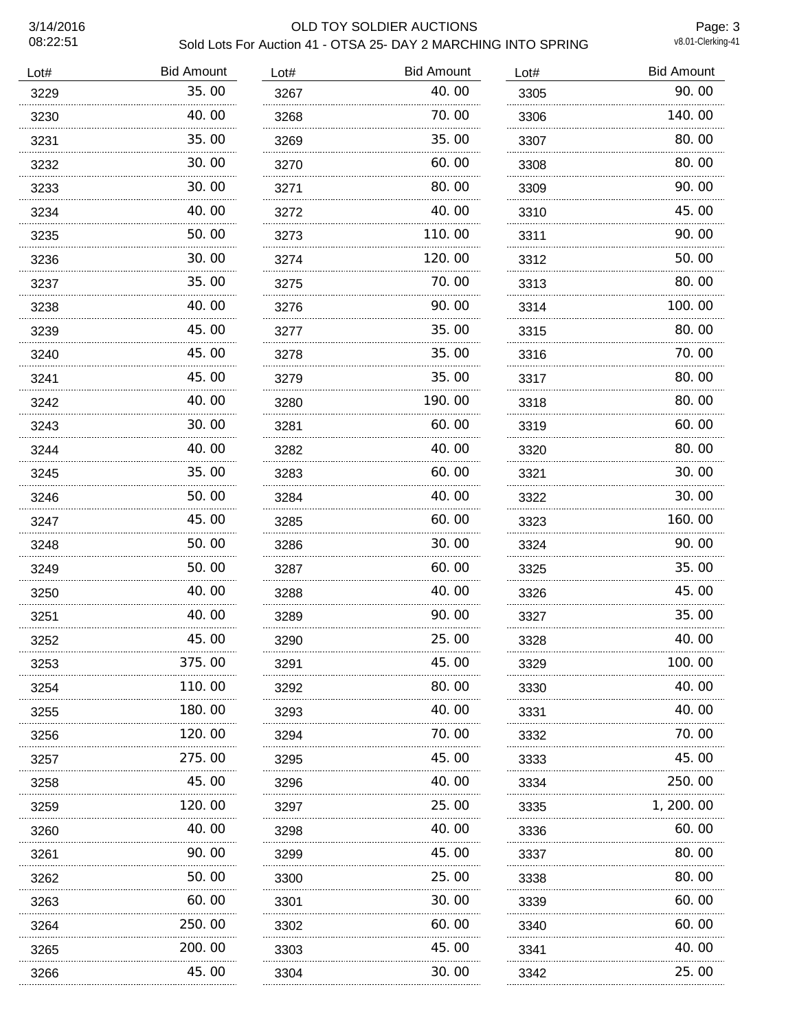# OLD TOY SOLDIER AUCTIONS

## Sold Lots For Auction 41 - OTSA 25- DAY 2 MARCHING INTO SPRING

3/14/2016 08:22:51

v8.01-Clerking-41

| Lot# | Bid Amount |
|---|---|
| 3229 | 35.00 |
| 3230 | 40.00 |
| 3231 | 35.00 |
| 3232 | 30.00 |
| 3233 | 30.00 |
| 3234 | 40.00 |
| 3235 | 50.00 |
| 3236 | 30.00 |
| 3237 | 35.00 |
| 3238 | 40.00 |
| 3239 | 45.00 |
| 3240 | 45.00 |
| 3241 | 45.00 |
| 3242 | 40.00 |
| 3243 | 30.00 |
| 3244 | 40.00 |
| 3245 | 35.00 |
| 3246 | 50.00 |
| 3247 | 45.00 |
| 3248 | 50.00 |
| 3249 | 50.00 |
| 3250 | 40.00 |
| 3251 | 40.00 |
| 3252 | 45.00 |
| 3253 | 375.00 |
| 3254 | 110.00 |
| 3255 | 180.00 |
| 3256 | 120.00 |
| 3257 | 275.00 |
| 3258 | 45.00 |
| 3259 | 120.00 |
| 3260 | 40.00 |
| 3261 | 90.00 |
| 3262 | 50.00 |
| 3263 | 60.00 |
| 3264 | 250.00 |
| 3265 | 200.00 |
| 3266 | 45.00 |
| 3267 | 40.00 |
| 3268 | 70.00 |
| 3269 | 35.00 |
| 3270 | 60.00 |
| 3271 | 80.00 |
| 3272 | 40.00 |
| 3273 | 110.00 |
| 3274 | 120.00 |
| 3275 | 70.00 |
| 3276 | 90.00 |
| 3277 | 35.00 |
| 3278 | 35.00 |
| 3279 | 35.00 |
| 3280 | 190.00 |
| 3281 | 60.00 |
| 3282 | 40.00 |
| 3283 | 60.00 |
| 3284 | 40.00 |
| 3285 | 60.00 |
| 3286 | 30.00 |
| 3287 | 60.00 |
| 3288 | 40.00 |
| 3289 | 90.00 |
| 3290 | 25.00 |
| 3291 | 45.00 |
| 3292 | 80.00 |
| 3293 | 40.00 |
| 3294 | 70.00 |
| 3295 | 45.00 |
| 3296 | 40.00 |
| 3297 | 25.00 |
| 3298 | 40.00 |
| 3299 | 45.00 |
| 3300 | 25.00 |
| 3301 | 30.00 |
| 3302 | 60.00 |
| 3303 | 45.00 |
| 3304 | 30.00 |
| 3305 | 90.00 |
| 3306 | 140.00 |
| 3307 | 80.00 |
| 3308 | 80.00 |
| 3309 | 90.00 |
| 3310 | 45.00 |
| 3311 | 90.00 |
| 3312 | 50.00 |
| 3313 | 80.00 |
| 3314 | 100.00 |
| 3315 | 80.00 |
| 3316 | 70.00 |
| 3317 | 80.00 |
| 3318 | 80.00 |
| 3319 | 60.00 |
| 3320 | 80.00 |
| 3321 | 30.00 |
| 3322 | 30.00 |
| 3323 | 160.00 |
| 3324 | 90.00 |
| 3325 | 35.00 |
| 3326 | 45.00 |
| 3327 | 35.00 |
| 3328 | 40.00 |
| 3329 | 100.00 |
| 3330 | 40.00 |
| 3331 | 40.00 |
| 3332 | 70.00 |
| 3333 | 45.00 |
| 3334 | 250.00 |
| 3335 | 1,200.00 |
| 3336 | 60.00 |
| 3337 | 80.00 |
| 3338 | 80.00 |
| 3339 | 60.00 |
| 3340 | 60.00 |
| 3341 | 40.00 |
| 3342 | 25.00 |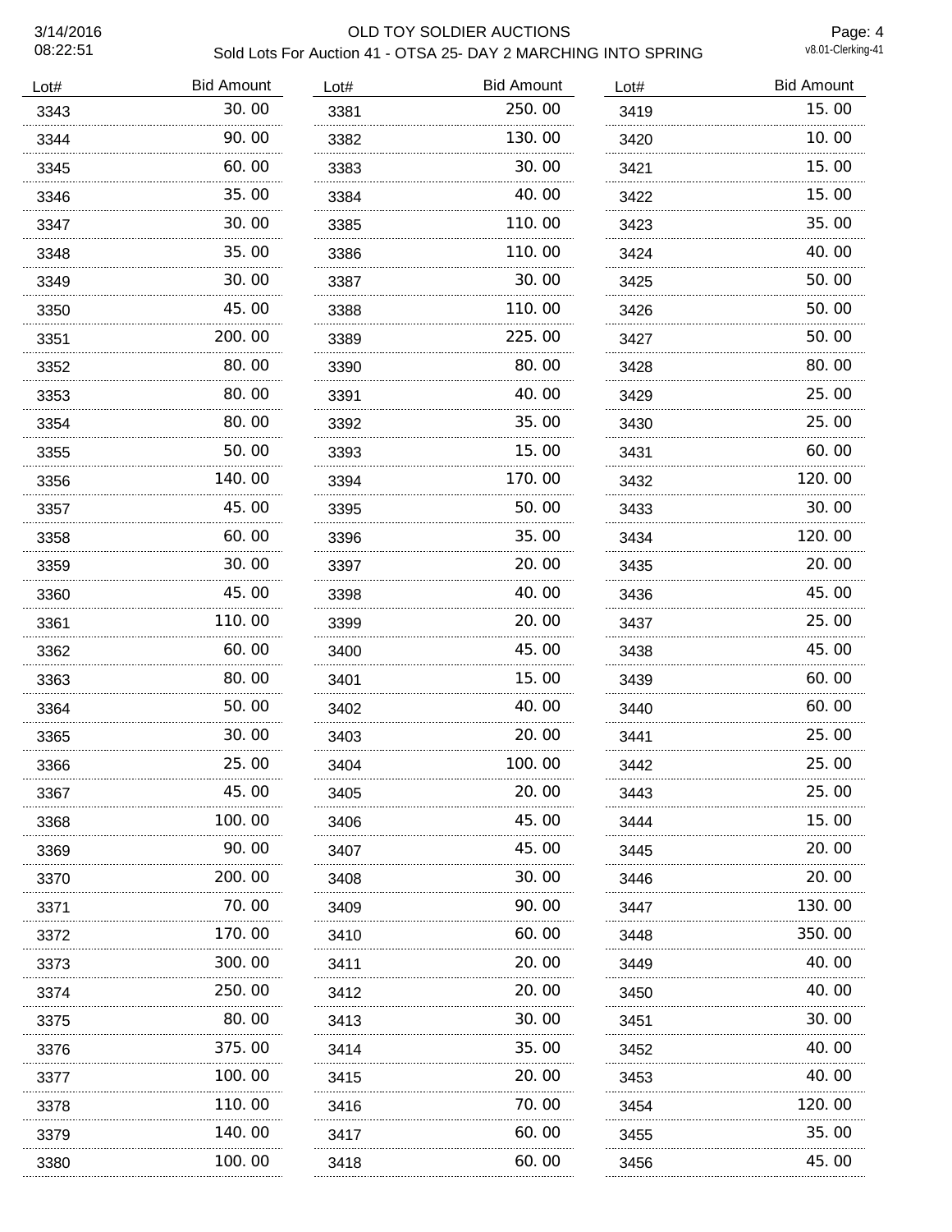| Lot# | Bid Amount | Lot# | Bid Amount | Lot# | Bid Amount |
|---|---|---|---|---|---|
| 3343 | 30. 00 | 3381 | 250. 00 | 3419 | 15. 00 |
| 3344 | 90. 00 | 3382 | 130. 00 | 3420 | 10. 00 |
| 3345 | 60. 00 | 3383 | 30. 00 | 3421 | 15. 00 |
| 3346 | 35. 00 | 3384 | 40. 00 | 3422 | 15. 00 |
| 3347 | 30. 00 | 3385 | 110. 00 | 3423 | 35. 00 |
| 3348 | 35. 00 | 3386 | 110. 00 | 3424 | 40. 00 |
| 3349 | 30. 00 | 3387 | 30. 00 | 3425 | 50. 00 |
| 3350 | 45. 00 | 3388 | 110. 00 | 3426 | 50. 00 |
| 3351 | 200. 00 | 3389 | 225. 00 | 3427 | 50. 00 |
| 3352 | 80. 00 | 3390 | 80. 00 | 3428 | 80. 00 |
| 3353 | 80. 00 | 3391 | 40. 00 | 3429 | 25. 00 |
| 3354 | 80. 00 | 3392 | 35. 00 | 3430 | 25. 00 |
| 3355 | 50. 00 | 3393 | 15. 00 | 3431 | 60. 00 |
| 3356 | 140. 00 | 3394 | 170. 00 | 3432 | 120. 00 |
| 3357 | 45. 00 | 3395 | 50. 00 | 3433 | 30. 00 |
| 3358 | 60. 00 | 3396 | 35. 00 | 3434 | 120. 00 |
| 3359 | 30. 00 | 3397 | 20. 00 | 3435 | 20. 00 |
| 3360 | 45. 00 | 3398 | 40. 00 | 3436 | 45. 00 |
| 3361 | 110. 00 | 3399 | 20. 00 | 3437 | 25. 00 |
| 3362 | 60. 00 | 3400 | 45. 00 | 3438 | 45. 00 |
| 3363 | 80. 00 | 3401 | 15. 00 | 3439 | 60. 00 |
| 3364 | 50. 00 | 3402 | 40. 00 | 3440 | 60. 00 |
| 3365 | 30. 00 | 3403 | 20. 00 | 3441 | 25. 00 |
| 3366 | 25. 00 | 3404 | 100. 00 | 3442 | 25. 00 |
| 3367 | 45. 00 | 3405 | 20. 00 | 3443 | 25. 00 |
| 3368 | 100. 00 | 3406 | 45. 00 | 3444 | 15. 00 |
| 3369 | 90. 00 | 3407 | 45. 00 | 3445 | 20. 00 |
| 3370 | 200. 00 | 3408 | 30. 00 | 3446 | 20. 00 |
| 3371 | 70. 00 | 3409 | 90. 00 | 3447 | 130. 00 |
| 3372 | 170. 00 | 3410 | 60. 00 | 3448 | 350. 00 |
| 3373 | 300. 00 | 3411 | 20. 00 | 3449 | 40. 00 |
| 3374 | 250. 00 | 3412 | 20. 00 | 3450 | 40. 00 |
| 3375 | 80. 00 | 3413 | 30. 00 | 3451 | 30. 00 |
| 3376 | 375. 00 | 3414 | 35. 00 | 3452 | 40. 00 |
| 3377 | 100. 00 | 3415 | 20. 00 | 3453 | 40. 00 |
| 3378 | 110. 00 | 3416 | 70. 00 | 3454 | 120. 00 |
| 3379 | 140. 00 | 3417 | 60. 00 | 3455 | 35. 00 |
| 3380 | 100. 00 | 3418 | 60. 00 | 3456 | 45. 00 |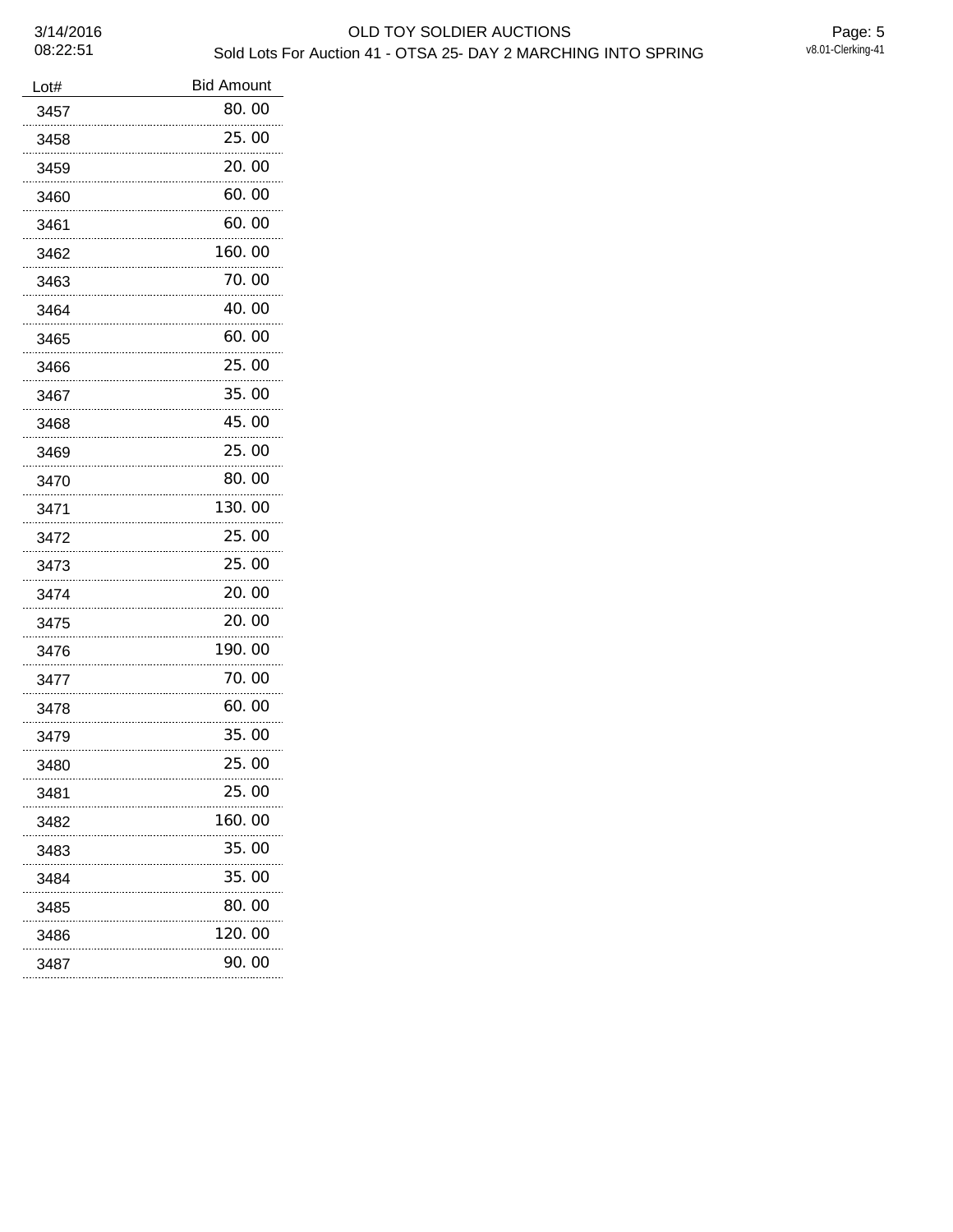| Lot# | Bid Amount |
|---|---|
| 3457 | 80.00 |
| 3458 | 25.00 |
| 3459 | 20.00 |
| 3460 | 60.00 |
| 3461 | 60.00 |
| 3462 | 160.00 |
| 3463 | 70.00 |
| 3464 | 40.00 |
| 3465 | 60.00 |
| 3466 | 25.00 |
| 3467 | 35.00 |
| 3468 | 45.00 |
| 3469 | 25.00 |
| 3470 | 80.00 |
| 3471 | 130.00 |
| 3472 | 25.00 |
| 3473 | 25.00 |
| 3474 | 20.00 |
| 3475 | 20.00 |
| 3476 | 190.00 |
| 3477 | 70.00 |
| 3478 | 60.00 |
| 3479 | 35.00 |
| 3480 | 25.00 |
| 3481 | 25.00 |
| 3482 | 160.00 |
| 3483 | 35.00 |
| 3484 | 35.00 |
| 3485 | 80.00 |
| 3486 | 120.00 |
| 3487 | 90.00 |